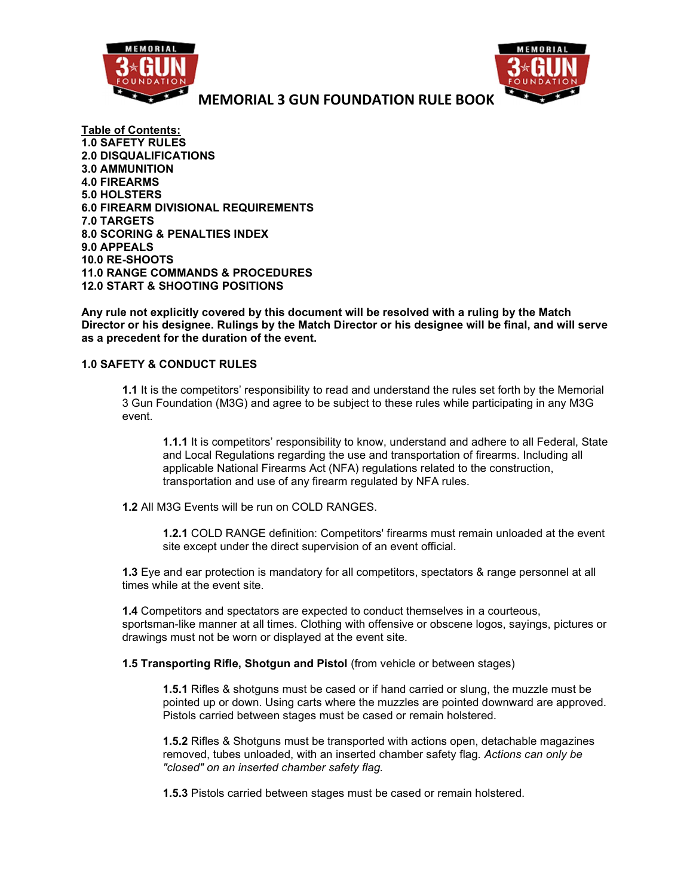# MEMORIAL 3 GUN FOUNDATION RULE BOOK

**Table of Contents:**

**1.0 SAFETY RULES**
**2.0 DISQUALIFICATIONS**
**3.0 AMMUNITION**
**4.0 FIREARMS**
**5.0 HOLSTERS**
**6.0 FIREARM DIVISIONAL REQUIREMENTS**
**7.0 TARGETS**
**8.0 SCORING & PENALTIES INDEX**
**9.0 APPEALS**
**10.0 RE-SHOOTS**
**11.0 RANGE COMMANDS & PROCEDURES**
**12.0 START & SHOOTING POSITIONS**

**Any rule not explicitly covered by this document will be resolved with a ruling by the Match Director or his designee. Rulings by the Match Director or his designee will be final, and will serve as a precedent for the duration of the event.**

## 1.0 SAFETY & CONDUCT RULES

**1.1** It is the competitors' responsibility to read and understand the rules set forth by the Memorial 3 Gun Foundation (M3G) and agree to be subject to these rules while participating in any M3G event.

**1.1.1** It is competitors' responsibility to know, understand and adhere to all Federal, State and Local Regulations regarding the use and transportation of firearms. Including all applicable National Firearms Act (NFA) regulations related to the construction, transportation and use of any firearm regulated by NFA rules.

**1.2** All M3G Events will be run on COLD RANGES.

**1.2.1** COLD RANGE definition: Competitors' firearms must remain unloaded at the event site except under the direct supervision of an event official.

**1.3** Eye and ear protection is mandatory for all competitors, spectators & range personnel at all times while at the event site.

**1.4** Competitors and spectators are expected to conduct themselves in a courteous, sportsman-like manner at all times. Clothing with offensive or obscene logos, sayings, pictures or drawings must not be worn or displayed at the event site.

**1.5 Transporting Rifle, Shotgun and Pistol** (from vehicle or between stages)

**1.5.1** Rifles & shotguns must be cased or if hand carried or slung, the muzzle must be pointed up or down. Using carts where the muzzles are pointed downward are approved. Pistols carried between stages must be cased or remain holstered.

**1.5.2** Rifles & Shotguns must be transported with actions open, detachable magazines removed, tubes unloaded, with an inserted chamber safety flag. *Actions can only be "closed" on an inserted chamber safety flag.*

**1.5.3** Pistols carried between stages must be cased or remain holstered.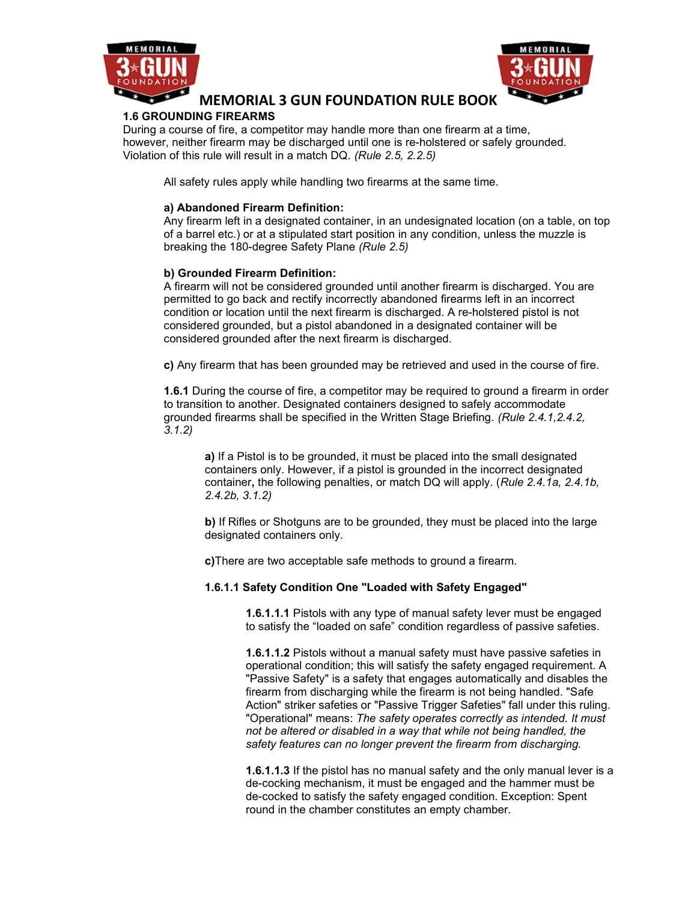## 1.6 GROUNDING FIREARMS

During a course of fire, a competitor may handle more than one firearm at a time, however, neither firearm may be discharged until one is re-holstered or safely grounded. Violation of this rule will result in a match DQ. *(Rule 2.5, 2.2.5)*

All safety rules apply while handling two firearms at the same time.

**a) Abandoned Firearm Definition:**
Any firearm left in a designated container, in an undesignated location (on a table, on top of a barrel etc.) or at a stipulated start position in any condition, unless the muzzle is breaking the 180-degree Safety Plane *(Rule 2.5)*

**b) Grounded Firearm Definition:**
A firearm will not be considered grounded until another firearm is discharged. You are permitted to go back and rectify incorrectly abandoned firearms left in an incorrect condition or location until the next firearm is discharged. A re-holstered pistol is not considered grounded, but a pistol abandoned in a designated container will be considered grounded after the next firearm is discharged.

**c)** Any firearm that has been grounded may be retrieved and used in the course of fire.

**1.6.1** During the course of fire, a competitor may be required to ground a firearm in order to transition to another. Designated containers designed to safely accommodate grounded firearms shall be specified in the Written Stage Briefing. *(Rule 2.4.1,2.4.2, 3.1.2)*

**a)** If a Pistol is to be grounded, it must be placed into the small designated containers only. However, if a pistol is grounded in the incorrect designated container**,** the following penalties, or match DQ will apply. (*Rule 2.4.1a, 2.4.1b, 2.4.2b, 3.1.2)*

**b)** If Rifles or Shotguns are to be grounded, they must be placed into the large designated containers only.

**c)**There are two acceptable safe methods to ground a firearm.

### 1.6.1.1 Safety Condition One "Loaded with Safety Engaged"

**1.6.1.1.1** Pistols with any type of manual safety lever must be engaged to satisfy the "loaded on safe" condition regardless of passive safeties.

**1.6.1.1.2** Pistols without a manual safety must have passive safeties in operational condition; this will satisfy the safety engaged requirement. A "Passive Safety" is a safety that engages automatically and disables the firearm from discharging while the firearm is not being handled. "Safe Action" striker safeties or "Passive Trigger Safeties" fall under this ruling. "Operational" means: *The safety operates correctly as intended. It must not be altered or disabled in a way that while not being handled, the safety features can no longer prevent the firearm from discharging.*

**1.6.1.1.3** If the pistol has no manual safety and the only manual lever is a de-cocking mechanism, it must be engaged and the hammer must be de-cocked to satisfy the safety engaged condition. Exception: Spent round in the chamber constitutes an empty chamber.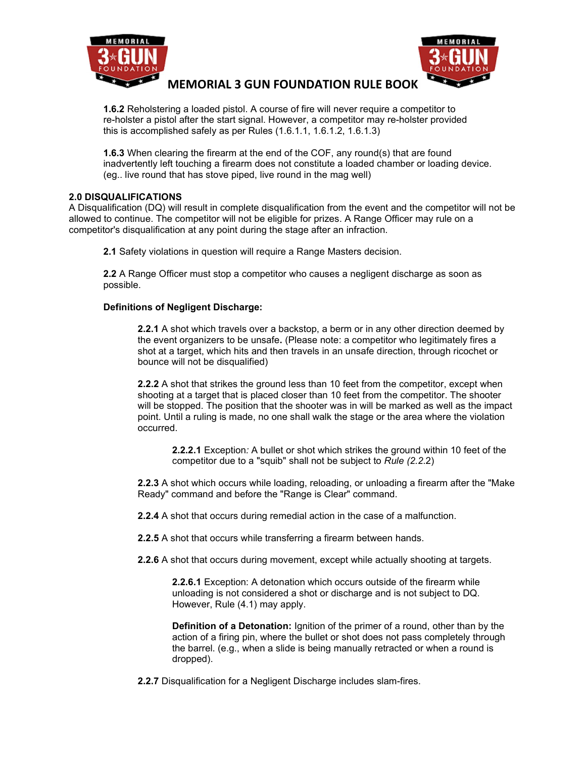**1.6.2** Reholstering a loaded pistol. A course of fire will never require a competitor to re-holster a pistol after the start signal. However, a competitor may re-holster provided this is accomplished safely as per Rules (1.6.1.1, 1.6.1.2, 1.6.1.3)

**1.6.3** When clearing the firearm at the end of the COF, any round(s) that are found inadvertently left touching a firearm does not constitute a loaded chamber or loading device. (eg.. live round that has stove piped, live round in the mag well)

## 2.0 DISQUALIFICATIONS

A Disqualification (DQ) will result in complete disqualification from the event and the competitor will not be allowed to continue. The competitor will not be eligible for prizes. A Range Officer may rule on a competitor's disqualification at any point during the stage after an infraction.

**2.1** Safety violations in question will require a Range Masters decision.

**2.2** A Range Officer must stop a competitor who causes a negligent discharge as soon as possible.

**Definitions of Negligent Discharge:**

**2.2.1** A shot which travels over a backstop, a berm or in any other direction deemed by the event organizers to be unsafe**.** (Please note: a competitor who legitimately fires a shot at a target, which hits and then travels in an unsafe direction, through ricochet or bounce will not be disqualified)

**2.2.2** A shot that strikes the ground less than 10 feet from the competitor, except when shooting at a target that is placed closer than 10 feet from the competitor. The shooter will be stopped. The position that the shooter was in will be marked as well as the impact point. Until a ruling is made, no one shall walk the stage or the area where the violation occurred.

**2.2.2.1** Exception*:* A bullet or shot which strikes the ground within 10 feet of the competitor due to a "squib" shall not be subject to *Rule (2.2.*2)

**2.2.3** A shot which occurs while loading, reloading, or unloading a firearm after the "Make Ready" command and before the "Range is Clear" command.

**2.2.4** A shot that occurs during remedial action in the case of a malfunction.

**2.2.5** A shot that occurs while transferring a firearm between hands.

**2.2.6** A shot that occurs during movement, except while actually shooting at targets.

**2.2.6.1** Exception: A detonation which occurs outside of the firearm while unloading is not considered a shot or discharge and is not subject to DQ. However, Rule (4.1) may apply.

**Definition of a Detonation:** Ignition of the primer of a round, other than by the action of a firing pin, where the bullet or shot does not pass completely through the barrel. (e.g., when a slide is being manually retracted or when a round is dropped).

**2.2.7** Disqualification for a Negligent Discharge includes slam-fires.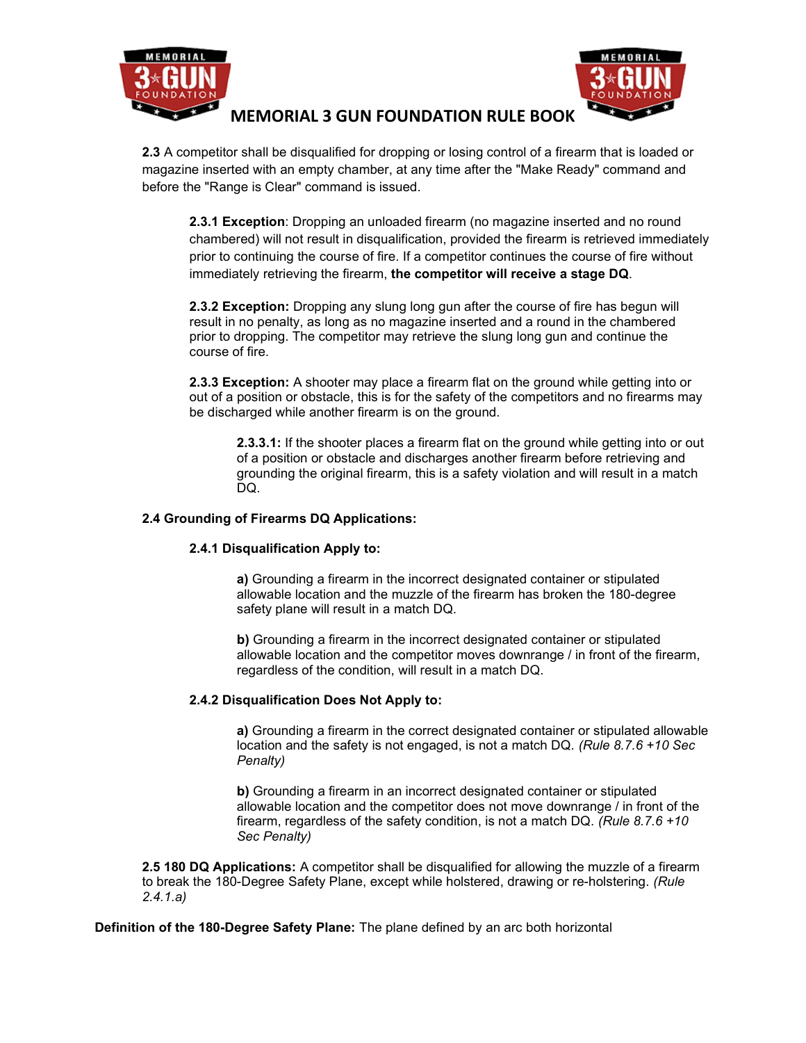**2.3** A competitor shall be disqualified for dropping or losing control of a firearm that is loaded or magazine inserted with an empty chamber, at any time after the "Make Ready" command and before the "Range is Clear" command is issued.

**2.3.1 Exception**: Dropping an unloaded firearm (no magazine inserted and no round chambered) will not result in disqualification, provided the firearm is retrieved immediately prior to continuing the course of fire. If a competitor continues the course of fire without immediately retrieving the firearm, **the competitor will receive a stage DQ**.

**2.3.2 Exception:** Dropping any slung long gun after the course of fire has begun will result in no penalty, as long as no magazine inserted and a round in the chambered prior to dropping. The competitor may retrieve the slung long gun and continue the course of fire.

**2.3.3 Exception:** A shooter may place a firearm flat on the ground while getting into or out of a position or obstacle, this is for the safety of the competitors and no firearms may be discharged while another firearm is on the ground.

**2.3.3.1:** If the shooter places a firearm flat on the ground while getting into or out of a position or obstacle and discharges another firearm before retrieving and grounding the original firearm, this is a safety violation and will result in a match DQ.

**2.4 Grounding of Firearms DQ Applications:**

**2.4.1 Disqualification Apply to:**

**a)** Grounding a firearm in the incorrect designated container or stipulated allowable location and the muzzle of the firearm has broken the 180-degree safety plane will result in a match DQ.

**b)** Grounding a firearm in the incorrect designated container or stipulated allowable location and the competitor moves downrange / in front of the firearm, regardless of the condition, will result in a match DQ.

**2.4.2 Disqualification Does Not Apply to:**

**a)** Grounding a firearm in the correct designated container or stipulated allowable location and the safety is not engaged, is not a match DQ. *(Rule 8.7.6 +10 Sec Penalty)*

**b)** Grounding a firearm in an incorrect designated container or stipulated allowable location and the competitor does not move downrange / in front of the firearm, regardless of the safety condition, is not a match DQ. *(Rule 8.7.6 +10 Sec Penalty)*

**2.5 180 DQ Applications:** A competitor shall be disqualified for allowing the muzzle of a firearm to break the 180-Degree Safety Plane, except while holstered, drawing or re-holstering. *(Rule 2.4.1.a)*

**Definition of the 180-Degree Safety Plane:** The plane defined by an arc both horizontal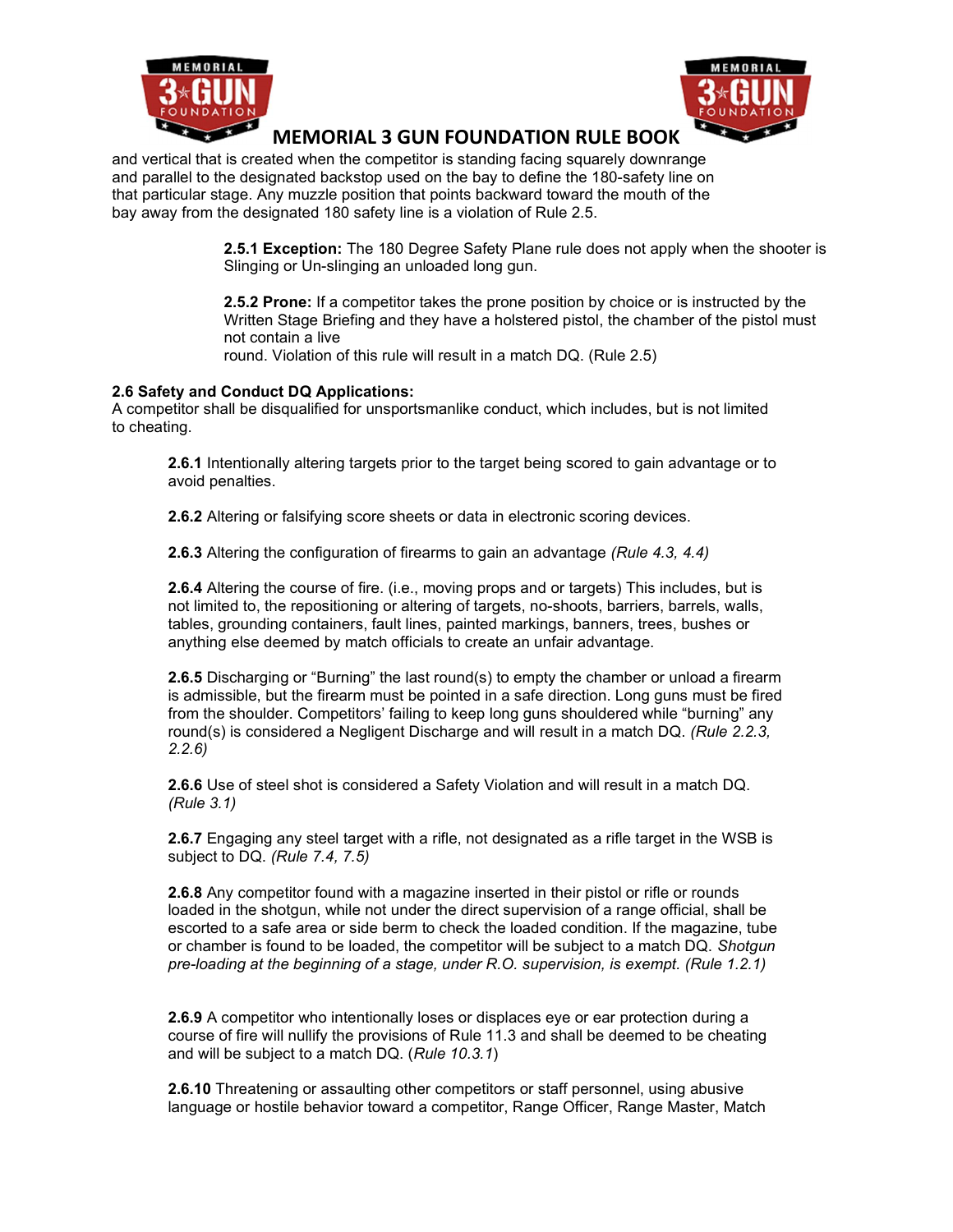and vertical that is created when the competitor is standing facing squarely downrange and parallel to the designated backstop used on the bay to define the 180-safety line on that particular stage. Any muzzle position that points backward toward the mouth of the bay away from the designated 180 safety line is a violation of Rule 2.5.

> **2.5.1 Exception:** The 180 Degree Safety Plane rule does not apply when the shooter is Slinging or Un-slinging an unloaded long gun.
>
> **2.5.2 Prone:** If a competitor takes the prone position by choice or is instructed by the Written Stage Briefing and they have a holstered pistol, the chamber of the pistol must not contain a live round. Violation of this rule will result in a match DQ. (Rule 2.5)

**2.6 Safety and Conduct DQ Applications:**
A competitor shall be disqualified for unsportsmanlike conduct, which includes, but is not limited to cheating.

**2.6.1** Intentionally altering targets prior to the target being scored to gain advantage or to avoid penalties.

**2.6.2** Altering or falsifying score sheets or data in electronic scoring devices.

**2.6.3** Altering the configuration of firearms to gain an advantage *(Rule 4.3, 4.4)*

**2.6.4** Altering the course of fire. (i.e., moving props and or targets) This includes, but is not limited to, the repositioning or altering of targets, no-shoots, barriers, barrels, walls, tables, grounding containers, fault lines, painted markings, banners, trees, bushes or anything else deemed by match officials to create an unfair advantage.

**2.6.5** Discharging or "Burning" the last round(s) to empty the chamber or unload a firearm is admissible, but the firearm must be pointed in a safe direction. Long guns must be fired from the shoulder. Competitors' failing to keep long guns shouldered while "burning" any round(s) is considered a Negligent Discharge and will result in a match DQ. *(Rule 2.2.3, 2.2.6)*

**2.6.6** Use of steel shot is considered a Safety Violation and will result in a match DQ. *(Rule 3.1)*

**2.6.7** Engaging any steel target with a rifle, not designated as a rifle target in the WSB is subject to DQ. *(Rule 7.4, 7.5)*

**2.6.8** Any competitor found with a magazine inserted in their pistol or rifle or rounds loaded in the shotgun, while not under the direct supervision of a range official, shall be escorted to a safe area or side berm to check the loaded condition. If the magazine, tube or chamber is found to be loaded, the competitor will be subject to a match DQ. *Shotgun pre-loading at the beginning of a stage, under R.O. supervision, is exempt. (Rule 1.2.1)*

**2.6.9** A competitor who intentionally loses or displaces eye or ear protection during a course of fire will nullify the provisions of Rule 11.3 and shall be deemed to be cheating and will be subject to a match DQ. (*Rule 10.3.1*)

**2.6.10** Threatening or assaulting other competitors or staff personnel, using abusive language or hostile behavior toward a competitor, Range Officer, Range Master, Match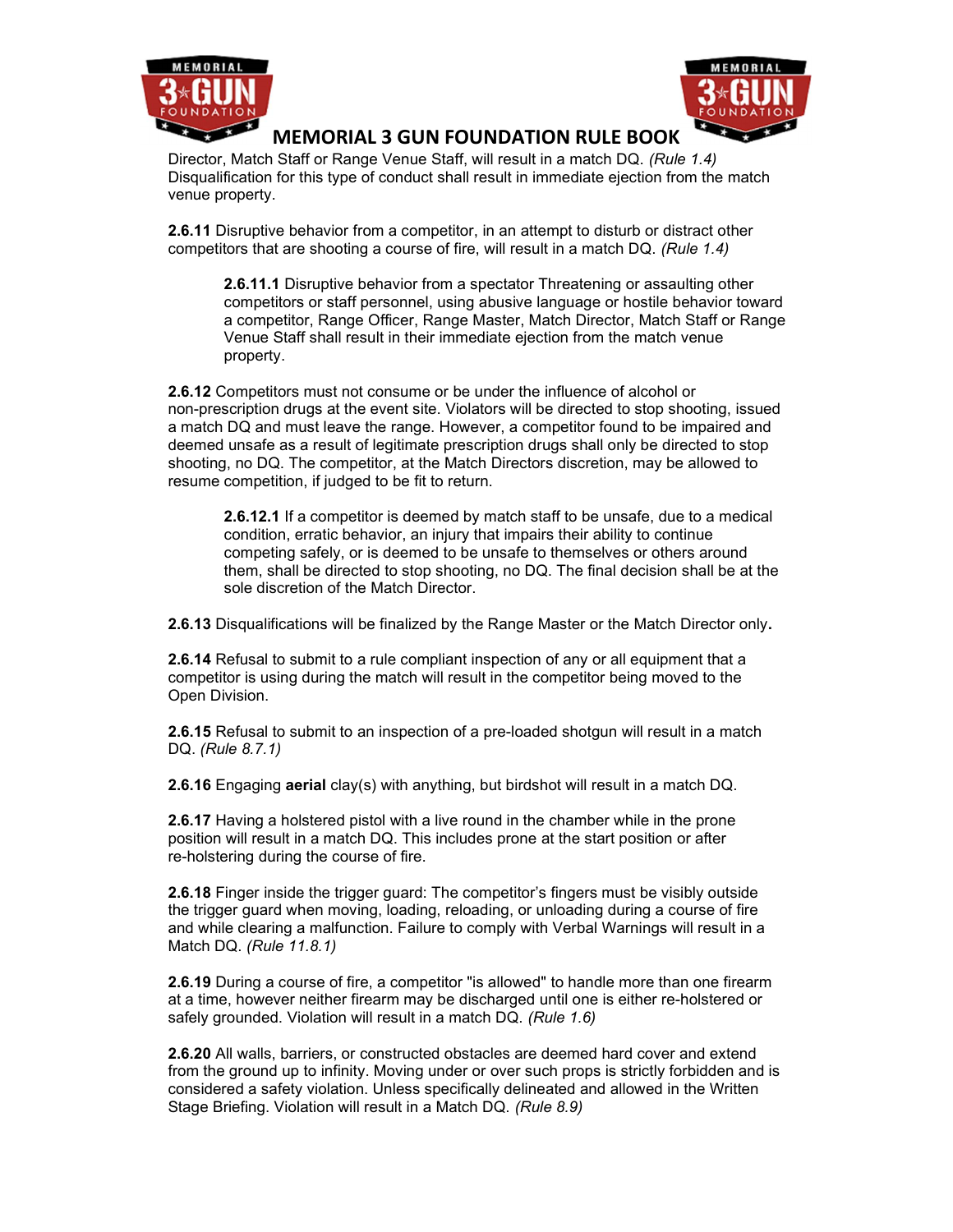Director, Match Staff or Range Venue Staff, will result in a match DQ. *(Rule 1.4)* Disqualification for this type of conduct shall result in immediate ejection from the match venue property.

**2.6.11** Disruptive behavior from a competitor, in an attempt to disturb or distract other competitors that are shooting a course of fire, will result in a match DQ. *(Rule 1.4)*

> **2.6.11.1** Disruptive behavior from a spectator Threatening or assaulting other competitors or staff personnel, using abusive language or hostile behavior toward a competitor, Range Officer, Range Master, Match Director, Match Staff or Range Venue Staff shall result in their immediate ejection from the match venue property.

**2.6.12** Competitors must not consume or be under the influence of alcohol or non-prescription drugs at the event site. Violators will be directed to stop shooting, issued a match DQ and must leave the range. However, a competitor found to be impaired and deemed unsafe as a result of legitimate prescription drugs shall only be directed to stop shooting, no DQ. The competitor, at the Match Directors discretion, may be allowed to resume competition, if judged to be fit to return.

> **2.6.12.1** If a competitor is deemed by match staff to be unsafe, due to a medical condition, erratic behavior, an injury that impairs their ability to continue competing safely, or is deemed to be unsafe to themselves or others around them, shall be directed to stop shooting, no DQ. The final decision shall be at the sole discretion of the Match Director.

**2.6.13** Disqualifications will be finalized by the Range Master or the Match Director only**.**

**2.6.14** Refusal to submit to a rule compliant inspection of any or all equipment that a competitor is using during the match will result in the competitor being moved to the Open Division.

**2.6.15** Refusal to submit to an inspection of a pre-loaded shotgun will result in a match DQ. *(Rule 8.7.1)*

**2.6.16** Engaging **aerial** clay(s) with anything, but birdshot will result in a match DQ.

**2.6.17** Having a holstered pistol with a live round in the chamber while in the prone position will result in a match DQ. This includes prone at the start position or after re-holstering during the course of fire.

**2.6.18** Finger inside the trigger guard: The competitor's fingers must be visibly outside the trigger guard when moving, loading, reloading, or unloading during a course of fire and while clearing a malfunction. Failure to comply with Verbal Warnings will result in a Match DQ. *(Rule 11.8.1)*

**2.6.19** During a course of fire, a competitor "is allowed" to handle more than one firearm at a time, however neither firearm may be discharged until one is either re-holstered or safely grounded. Violation will result in a match DQ. *(Rule 1.6)*

**2.6.20** All walls, barriers, or constructed obstacles are deemed hard cover and extend from the ground up to infinity. Moving under or over such props is strictly forbidden and is considered a safety violation. Unless specifically delineated and allowed in the Written Stage Briefing. Violation will result in a Match DQ. *(Rule 8.9)*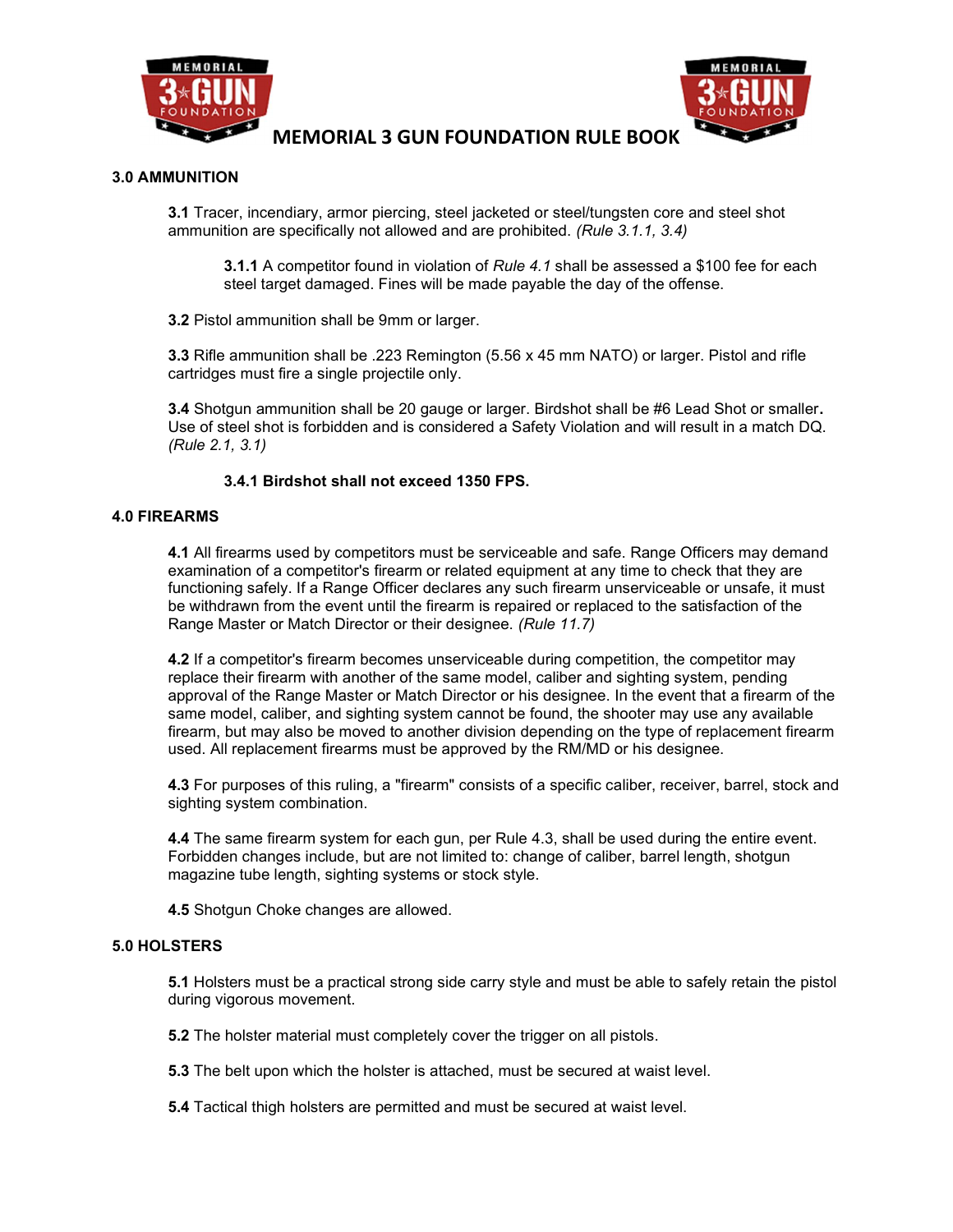## 3.0 AMMUNITION

**3.1** Tracer, incendiary, armor piercing, steel jacketed or steel/tungsten core and steel shot ammunition are specifically not allowed and are prohibited. *(Rule 3.1.1, 3.4)*

> **3.1.1** A competitor found in violation of *Rule 4.1* shall be assessed a $100 fee for each steel target damaged. Fines will be made payable the day of the offense.

**3.2** Pistol ammunition shall be 9mm or larger.

**3.3** Rifle ammunition shall be .223 Remington (5.56 x 45 mm NATO) or larger. Pistol and rifle cartridges must fire a single projectile only.

**3.4** Shotgun ammunition shall be 20 gauge or larger. Birdshot shall be #6 Lead Shot or smaller**.** Use of steel shot is forbidden and is considered a Safety Violation and will result in a match DQ. *(Rule 2.1, 3.1)*

> **3.4.1 Birdshot shall not exceed 1350 FPS.**

## 4.0 FIREARMS

**4.1** All firearms used by competitors must be serviceable and safe. Range Officers may demand examination of a competitor's firearm or related equipment at any time to check that they are functioning safely. If a Range Officer declares any such firearm unserviceable or unsafe, it must be withdrawn from the event until the firearm is repaired or replaced to the satisfaction of the Range Master or Match Director or their designee. *(Rule 11.7)*

**4.2** If a competitor's firearm becomes unserviceable during competition, the competitor may replace their firearm with another of the same model, caliber and sighting system, pending approval of the Range Master or Match Director or his designee. In the event that a firearm of the same model, caliber, and sighting system cannot be found, the shooter may use any available firearm, but may also be moved to another division depending on the type of replacement firearm used. All replacement firearms must be approved by the RM/MD or his designee.

**4.3** For purposes of this ruling, a "firearm" consists of a specific caliber, receiver, barrel, stock and sighting system combination.

**4.4** The same firearm system for each gun, per Rule 4.3, shall be used during the entire event. Forbidden changes include, but are not limited to: change of caliber, barrel length, shotgun magazine tube length, sighting systems or stock style.

**4.5** Shotgun Choke changes are allowed.

## 5.0 HOLSTERS

**5.1** Holsters must be a practical strong side carry style and must be able to safely retain the pistol during vigorous movement.

**5.2** The holster material must completely cover the trigger on all pistols.

**5.3** The belt upon which the holster is attached, must be secured at waist level.

**5.4** Tactical thigh holsters are permitted and must be secured at waist level.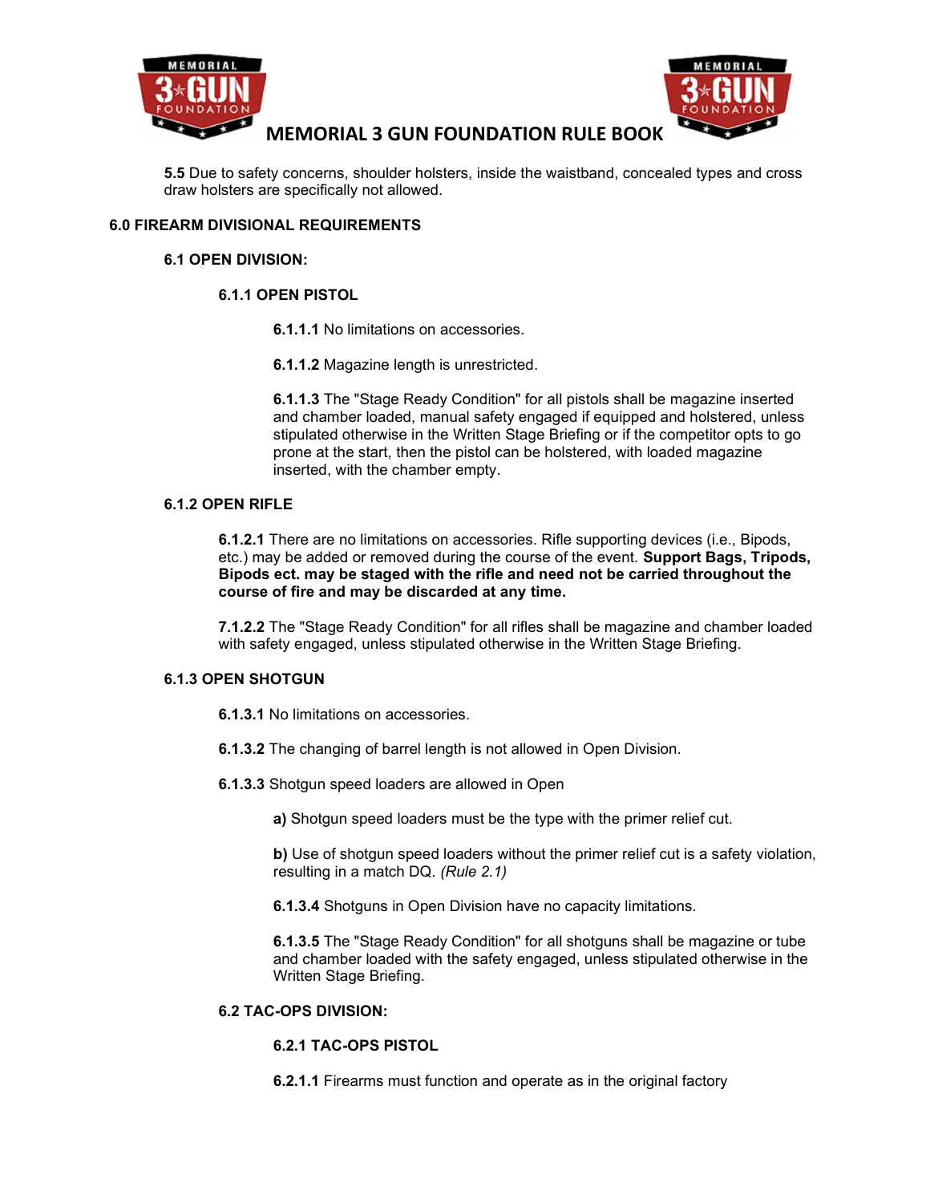**5.5** Due to safety concerns, shoulder holsters, inside the waistband, concealed types and cross draw holsters are specifically not allowed.

## 6.0 FIREARM DIVISIONAL REQUIREMENTS

### 6.1 OPEN DIVISION:

#### 6.1.1 OPEN PISTOL

**6.1.1.1** No limitations on accessories.

**6.1.1.2** Magazine length is unrestricted.

**6.1.1.3** The "Stage Ready Condition" for all pistols shall be magazine inserted and chamber loaded, manual safety engaged if equipped and holstered, unless stipulated otherwise in the Written Stage Briefing or if the competitor opts to go prone at the start, then the pistol can be holstered, with loaded magazine inserted, with the chamber empty.

#### 6.1.2 OPEN RIFLE

**6.1.2.1** There are no limitations on accessories. Rifle supporting devices (i.e., Bipods, etc.) may be added or removed during the course of the event. **Support Bags, Tripods, Bipods ect. may be staged with the rifle and need not be carried throughout the course of fire and may be discarded at any time.**

**7.1.2.2** The "Stage Ready Condition" for all rifles shall be magazine and chamber loaded with safety engaged, unless stipulated otherwise in the Written Stage Briefing.

#### 6.1.3 OPEN SHOTGUN

**6.1.3.1** No limitations on accessories.

**6.1.3.2** The changing of barrel length is not allowed in Open Division.

**6.1.3.3** Shotgun speed loaders are allowed in Open

**a)** Shotgun speed loaders must be the type with the primer relief cut.

**b)** Use of shotgun speed loaders without the primer relief cut is a safety violation, resulting in a match DQ. *(Rule 2.1)*

**6.1.3.4** Shotguns in Open Division have no capacity limitations.

**6.1.3.5** The "Stage Ready Condition" for all shotguns shall be magazine or tube and chamber loaded with the safety engaged, unless stipulated otherwise in the Written Stage Briefing.

### 6.2 TAC-OPS DIVISION:

#### 6.2.1 TAC-OPS PISTOL

**6.2.1.1** Firearms must function and operate as in the original factory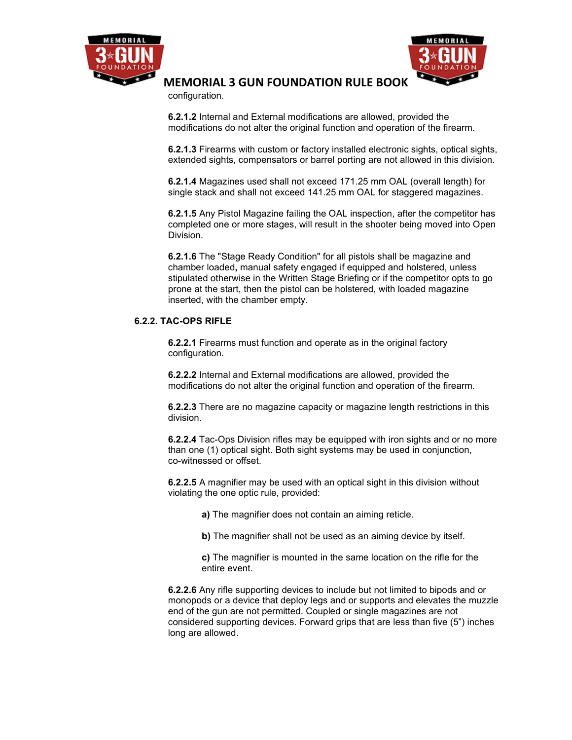configuration.

**6.2.1.2** Internal and External modifications are allowed, provided the modifications do not alter the original function and operation of the firearm.

**6.2.1.3** Firearms with custom or factory installed electronic sights, optical sights, extended sights, compensators or barrel porting are not allowed in this division.

**6.2.1.4** Magazines used shall not exceed 171.25 mm OAL (overall length) for single stack and shall not exceed 141.25 mm OAL for staggered magazines.

**6.2.1.5** Any Pistol Magazine failing the OAL inspection, after the competitor has completed one or more stages, will result in the shooter being moved into Open Division.

**6.2.1.6** The "Stage Ready Condition" for all pistols shall be magazine and chamber loaded**,** manual safety engaged if equipped and holstered, unless stipulated otherwise in the Written Stage Briefing or if the competitor opts to go prone at the start, then the pistol can be holstered, with loaded magazine inserted, with the chamber empty.

**6.2.2. TAC-OPS RIFLE**

**6.2.2.1** Firearms must function and operate as in the original factory configuration.

**6.2.2.2** Internal and External modifications are allowed, provided the modifications do not alter the original function and operation of the firearm.

**6.2.2.3** There are no magazine capacity or magazine length restrictions in this division.

**6.2.2.4** Tac-Ops Division rifles may be equipped with iron sights and or no more than one (1) optical sight. Both sight systems may be used in conjunction, co-witnessed or offset.

**6.2.2.5** A magnifier may be used with an optical sight in this division without violating the one optic rule, provided:

> **a)** The magnifier does not contain an aiming reticle.
>
> **b)** The magnifier shall not be used as an aiming device by itself.
>
> **c)** The magnifier is mounted in the same location on the rifle for the entire event.

**6.2.2.6** Any rifle supporting devices to include but not limited to bipods and or monopods or a device that deploy legs and or supports and elevates the muzzle end of the gun are not permitted. Coupled or single magazines are not considered supporting devices. Forward grips that are less than five (5") inches long are allowed.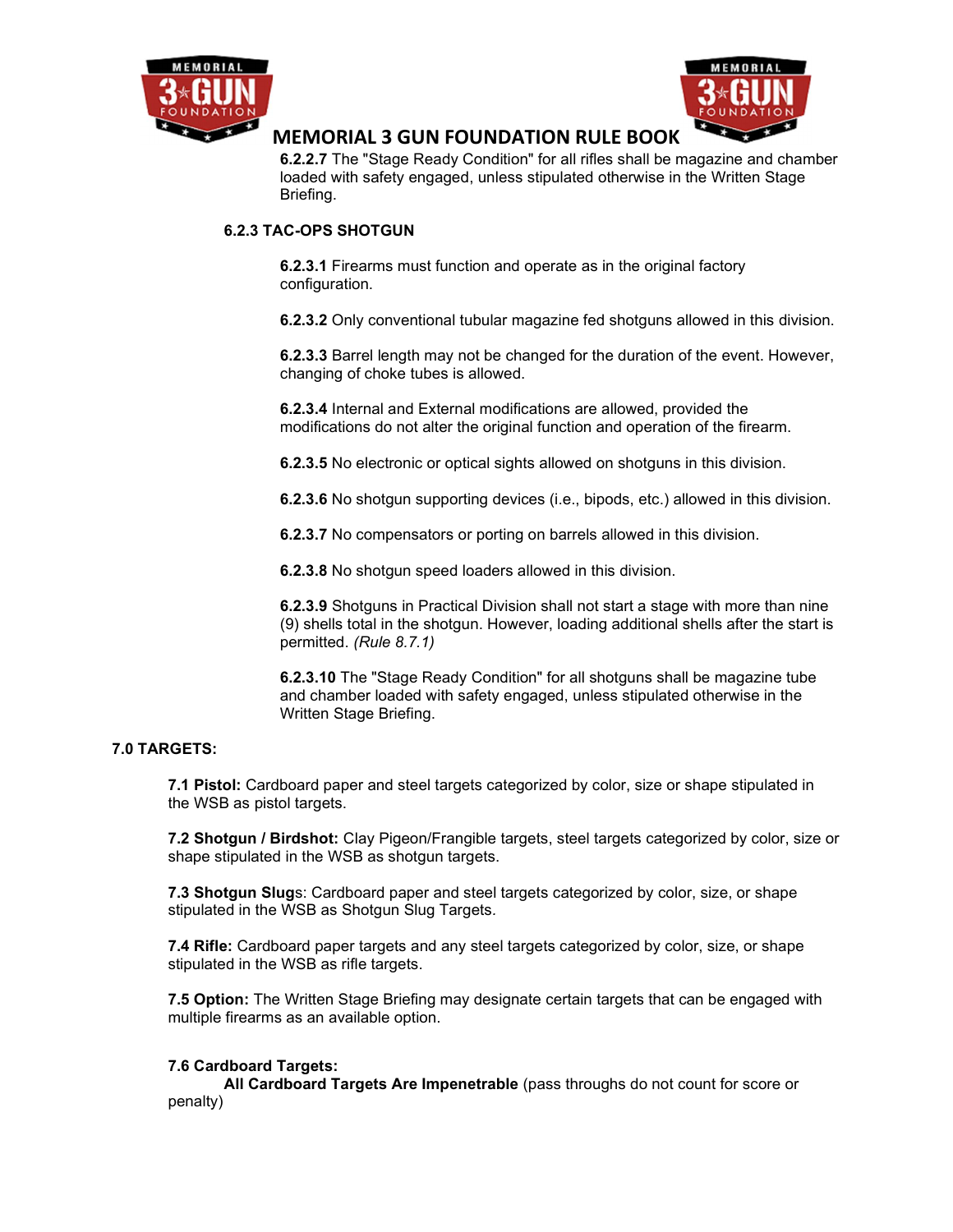**6.2.2.7** The "Stage Ready Condition" for all rifles shall be magazine and chamber loaded with safety engaged, unless stipulated otherwise in the Written Stage Briefing.

### 6.2.3 TAC-OPS SHOTGUN

**6.2.3.1** Firearms must function and operate as in the original factory configuration.

**6.2.3.2** Only conventional tubular magazine fed shotguns allowed in this division.

**6.2.3.3** Barrel length may not be changed for the duration of the event. However, changing of choke tubes is allowed.

**6.2.3.4** Internal and External modifications are allowed, provided the modifications do not alter the original function and operation of the firearm.

**6.2.3.5** No electronic or optical sights allowed on shotguns in this division.

**6.2.3.6** No shotgun supporting devices (i.e., bipods, etc.) allowed in this division.

**6.2.3.7** No compensators or porting on barrels allowed in this division.

**6.2.3.8** No shotgun speed loaders allowed in this division.

**6.2.3.9** Shotguns in Practical Division shall not start a stage with more than nine (9) shells total in the shotgun. However, loading additional shells after the start is permitted. *(Rule 8.7.1)*

**6.2.3.10** The "Stage Ready Condition" for all shotguns shall be magazine tube and chamber loaded with safety engaged, unless stipulated otherwise in the Written Stage Briefing.

## 7.0 TARGETS:

**7.1 Pistol:** Cardboard paper and steel targets categorized by color, size or shape stipulated in the WSB as pistol targets.

**7.2 Shotgun / Birdshot:** Clay Pigeon/Frangible targets, steel targets categorized by color, size or shape stipulated in the WSB as shotgun targets.

**7.3 Shotgun Slug**s: Cardboard paper and steel targets categorized by color, size, or shape stipulated in the WSB as Shotgun Slug Targets.

**7.4 Rifle:** Cardboard paper targets and any steel targets categorized by color, size, or shape stipulated in the WSB as rifle targets.

**7.5 Option:** The Written Stage Briefing may designate certain targets that can be engaged with multiple firearms as an available option.

**7.6 Cardboard Targets:**
**All Cardboard Targets Are Impenetrable** (pass throughs do not count for score or penalty)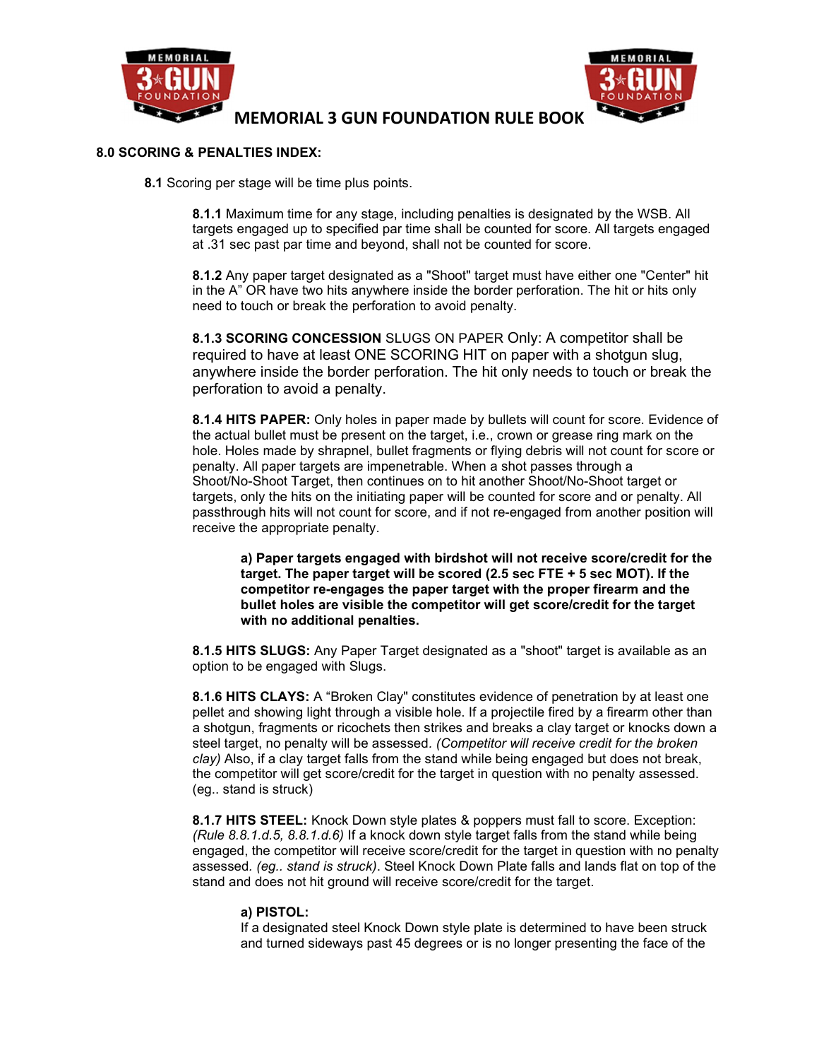### 8.0 SCORING & PENALTIES INDEX:

**8.1** Scoring per stage will be time plus points.

**8.1.1** Maximum time for any stage, including penalties is designated by the WSB. All targets engaged up to specified par time shall be counted for score. All targets engaged at .31 sec past par time and beyond, shall not be counted for score.

**8.1.2** Any paper target designated as a "Shoot" target must have either one "Center" hit in the A" OR have two hits anywhere inside the border perforation. The hit or hits only need to touch or break the perforation to avoid penalty.

**8.1.3 SCORING CONCESSION** SLUGS ON PAPER Only: A competitor shall be required to have at least ONE SCORING HIT on paper with a shotgun slug, anywhere inside the border perforation. The hit only needs to touch or break the perforation to avoid a penalty.

**8.1.4 HITS PAPER:** Only holes in paper made by bullets will count for score. Evidence of the actual bullet must be present on the target, i.e., crown or grease ring mark on the hole. Holes made by shrapnel, bullet fragments or flying debris will not count for score or penalty. All paper targets are impenetrable. When a shot passes through a Shoot/No-Shoot Target, then continues on to hit another Shoot/No-Shoot target or targets, only the hits on the initiating paper will be counted for score and or penalty. All passthrough hits will not count for score, and if not re-engaged from another position will receive the appropriate penalty.

> **a) Paper targets engaged with birdshot will not receive score/credit for the target. The paper target will be scored (2.5 sec FTE + 5 sec MOT). If the competitor re-engages the paper target with the proper firearm and the bullet holes are visible the competitor will get score/credit for the target with no additional penalties.**

**8.1.5 HITS SLUGS:** Any Paper Target designated as a "shoot" target is available as an option to be engaged with Slugs.

**8.1.6 HITS CLAYS:** A "Broken Clay" constitutes evidence of penetration by at least one pellet and showing light through a visible hole. If a projectile fired by a firearm other than a shotgun, fragments or ricochets then strikes and breaks a clay target or knocks down a steel target, no penalty will be assessed. *(Competitor will receive credit for the broken clay)* Also, if a clay target falls from the stand while being engaged but does not break, the competitor will get score/credit for the target in question with no penalty assessed. (eg.. stand is struck)

**8.1.7 HITS STEEL:** Knock Down style plates & poppers must fall to score. Exception: *(Rule 8.8.1.d.5, 8.8.1.d.6)* If a knock down style target falls from the stand while being engaged, the competitor will receive score/credit for the target in question with no penalty assessed. *(eg.. stand is struck)*. Steel Knock Down Plate falls and lands flat on top of the stand and does not hit ground will receive score/credit for the target.

> **a) PISTOL:**
> If a designated steel Knock Down style plate is determined to have been struck and turned sideways past 45 degrees or is no longer presenting the face of the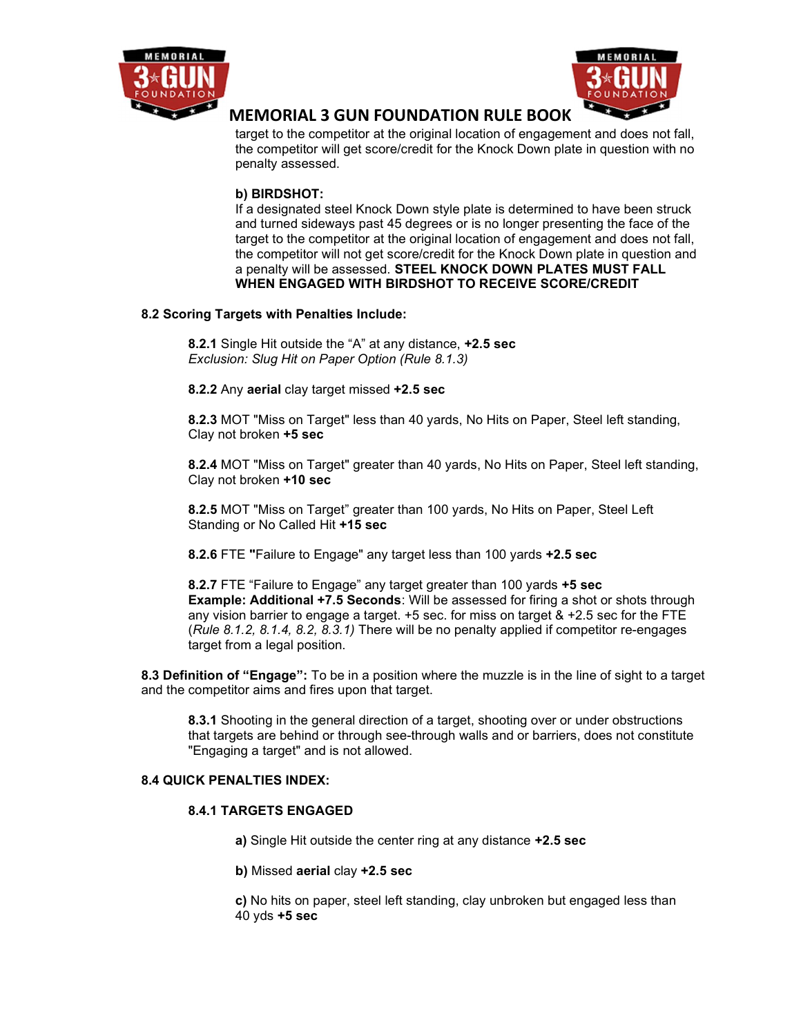target to the competitor at the original location of engagement and does not fall, the competitor will get score/credit for the Knock Down plate in question with no penalty assessed.

**b) BIRDSHOT:**
If a designated steel Knock Down style plate is determined to have been struck and turned sideways past 45 degrees or is no longer presenting the face of the target to the competitor at the original location of engagement and does not fall, the competitor will not get score/credit for the Knock Down plate in question and a penalty will be assessed. **STEEL KNOCK DOWN PLATES MUST FALL WHEN ENGAGED WITH BIRDSHOT TO RECEIVE SCORE/CREDIT**

**8.2 Scoring Targets with Penalties Include:**

**8.2.1** Single Hit outside the "A" at any distance, **+2.5 sec**
*Exclusion: Slug Hit on Paper Option (Rule 8.1.3)*

**8.2.2** Any **aerial** clay target missed **+2.5 sec**

**8.2.3** MOT "Miss on Target" less than 40 yards, No Hits on Paper, Steel left standing, Clay not broken **+5 sec**

**8.2.4** MOT "Miss on Target" greater than 40 yards, No Hits on Paper, Steel left standing, Clay not broken **+10 sec**

**8.2.5** MOT "Miss on Target" greater than 100 yards, No Hits on Paper, Steel Left Standing or No Called Hit **+15 sec**

**8.2.6** FTE **"**Failure to Engage" any target less than 100 yards **+2.5 sec**

**8.2.7** FTE "Failure to Engage" any target greater than 100 yards **+5 sec**
**Example: Additional +7.5 Seconds**: Will be assessed for firing a shot or shots through any vision barrier to engage a target. +5 sec. for miss on target & +2.5 sec for the FTE (*Rule 8.1.2, 8.1.4, 8.2, 8.3.1)* There will be no penalty applied if competitor re-engages target from a legal position.

**8.3 Definition of "Engage":** To be in a position where the muzzle is in the line of sight to a target and the competitor aims and fires upon that target.

**8.3.1** Shooting in the general direction of a target, shooting over or under obstructions that targets are behind or through see-through walls and or barriers, does not constitute "Engaging a target" and is not allowed.

**8.4 QUICK PENALTIES INDEX:**

**8.4.1 TARGETS ENGAGED**

**a)** Single Hit outside the center ring at any distance **+2.5 sec**

**b)** Missed **aerial** clay **+2.5 sec**

**c)** No hits on paper, steel left standing, clay unbroken but engaged less than 40 yds **+5 sec**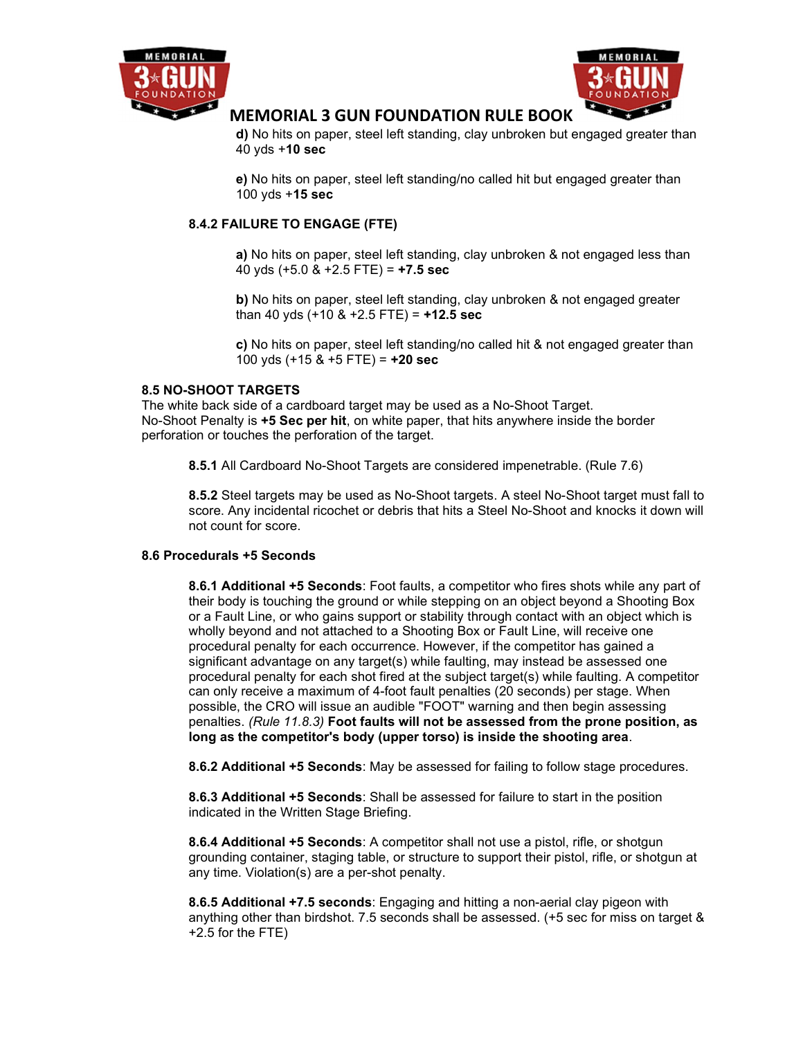**d)** No hits on paper, steel left standing, clay unbroken but engaged greater than 40 yds +**10 sec**

**e)** No hits on paper, steel left standing/no called hit but engaged greater than 100 yds +**15 sec**

### 8.4.2 FAILURE TO ENGAGE (FTE)

**a)** No hits on paper, steel left standing, clay unbroken & not engaged less than 40 yds (+5.0 & +2.5 FTE) = **+7.5 sec**

**b)** No hits on paper, steel left standing, clay unbroken & not engaged greater than 40 yds (+10 & +2.5 FTE) = **+12.5 sec**

**c)** No hits on paper, steel left standing/no called hit & not engaged greater than 100 yds (+15 & +5 FTE) = **+20 sec**

## 8.5 NO-SHOOT TARGETS

The white back side of a cardboard target may be used as a No-Shoot Target. No-Shoot Penalty is **+5 Sec per hit**, on white paper, that hits anywhere inside the border perforation or touches the perforation of the target.

**8.5.1** All Cardboard No-Shoot Targets are considered impenetrable. (Rule 7.6)

**8.5.2** Steel targets may be used as No-Shoot targets. A steel No-Shoot target must fall to score. Any incidental ricochet or debris that hits a Steel No-Shoot and knocks it down will not count for score.

## 8.6 Procedurals +5 Seconds

**8.6.1 Additional +5 Seconds**: Foot faults, a competitor who fires shots while any part of their body is touching the ground or while stepping on an object beyond a Shooting Box or a Fault Line, or who gains support or stability through contact with an object which is wholly beyond and not attached to a Shooting Box or Fault Line, will receive one procedural penalty for each occurrence. However, if the competitor has gained a significant advantage on any target(s) while faulting, may instead be assessed one procedural penalty for each shot fired at the subject target(s) while faulting. A competitor can only receive a maximum of 4-foot fault penalties (20 seconds) per stage. When possible, the CRO will issue an audible "FOOT" warning and then begin assessing penalties. *(Rule 11.8.3)* **Foot faults will not be assessed from the prone position, as long as the competitor's body (upper torso) is inside the shooting area**.

**8.6.2 Additional +5 Seconds**: May be assessed for failing to follow stage procedures.

**8.6.3 Additional +5 Seconds**: Shall be assessed for failure to start in the position indicated in the Written Stage Briefing.

**8.6.4 Additional +5 Seconds**: A competitor shall not use a pistol, rifle, or shotgun grounding container, staging table, or structure to support their pistol, rifle, or shotgun at any time. Violation(s) are a per-shot penalty.

**8.6.5 Additional +7.5 seconds**: Engaging and hitting a non-aerial clay pigeon with anything other than birdshot. 7.5 seconds shall be assessed. (+5 sec for miss on target & +2.5 for the FTE)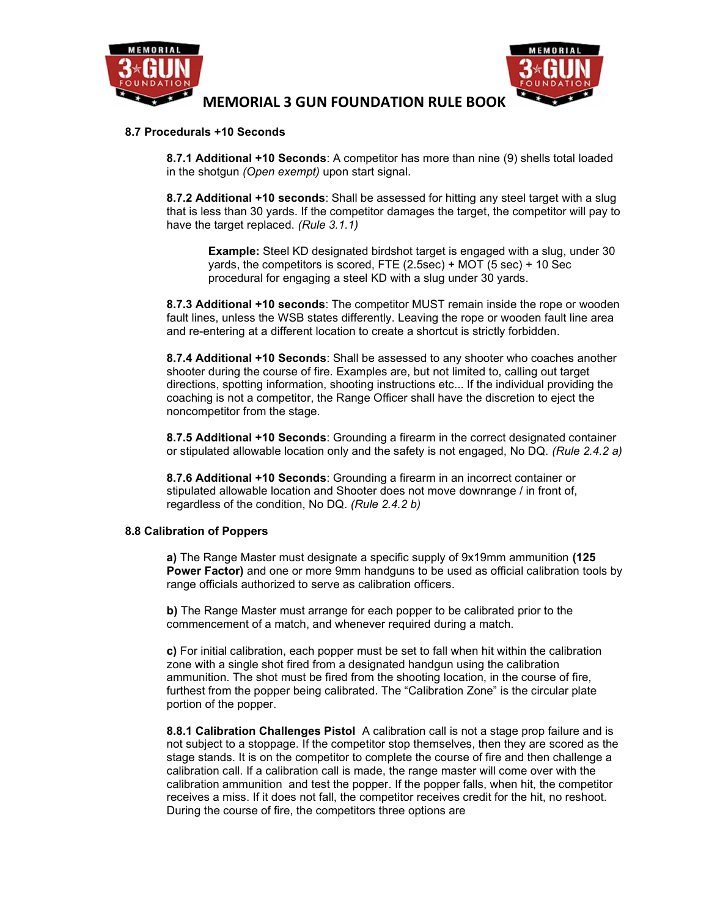## 8.7 Procedurals +10 Seconds

**8.7.1 Additional +10 Seconds**: A competitor has more than nine (9) shells total loaded in the shotgun *(Open exempt)* upon start signal.

**8.7.2 Additional +10 seconds**: Shall be assessed for hitting any steel target with a slug that is less than 30 yards. If the competitor damages the target, the competitor will pay to have the target replaced. *(Rule 3.1.1)*

> **Example:** Steel KD designated birdshot target is engaged with a slug, under 30 yards, the competitors is scored, FTE (2.5sec) + MOT (5 sec) + 10 Sec procedural for engaging a steel KD with a slug under 30 yards.

**8.7.3 Additional +10 seconds**: The competitor MUST remain inside the rope or wooden fault lines, unless the WSB states differently. Leaving the rope or wooden fault line area and re-entering at a different location to create a shortcut is strictly forbidden.

**8.7.4 Additional +10 Seconds**: Shall be assessed to any shooter who coaches another shooter during the course of fire. Examples are, but not limited to, calling out target directions, spotting information, shooting instructions etc... If the individual providing the coaching is not a competitor, the Range Officer shall have the discretion to eject the noncompetitor from the stage.

**8.7.5 Additional +10 Seconds**: Grounding a firearm in the correct designated container or stipulated allowable location only and the safety is not engaged, No DQ. *(Rule 2.4.2 a)*

**8.7.6 Additional +10 Seconds**: Grounding a firearm in an incorrect container or stipulated allowable location and Shooter does not move downrange / in front of, regardless of the condition, No DQ. *(Rule 2.4.2 b)*

## 8.8 Calibration of Poppers

**a)** The Range Master must designate a specific supply of 9x19mm ammunition **(125 Power Factor)** and one or more 9mm handguns to be used as official calibration tools by range officials authorized to serve as calibration officers.

**b)** The Range Master must arrange for each popper to be calibrated prior to the commencement of a match, and whenever required during a match.

**c)** For initial calibration, each popper must be set to fall when hit within the calibration zone with a single shot fired from a designated handgun using the calibration ammunition. The shot must be fired from the shooting location, in the course of fire, furthest from the popper being calibrated. The "Calibration Zone" is the circular plate portion of the popper.

**8.8.1 Calibration Challenges Pistol** A calibration call is not a stage prop failure and is not subject to a stoppage. If the competitor stop themselves, then they are scored as the stage stands. It is on the competitor to complete the course of fire and then challenge a calibration call. If a calibration call is made, the range master will come over with the calibration ammunition and test the popper. If the popper falls, when hit, the competitor receives a miss. If it does not fall, the competitor receives credit for the hit, no reshoot. During the course of fire, the competitors three options are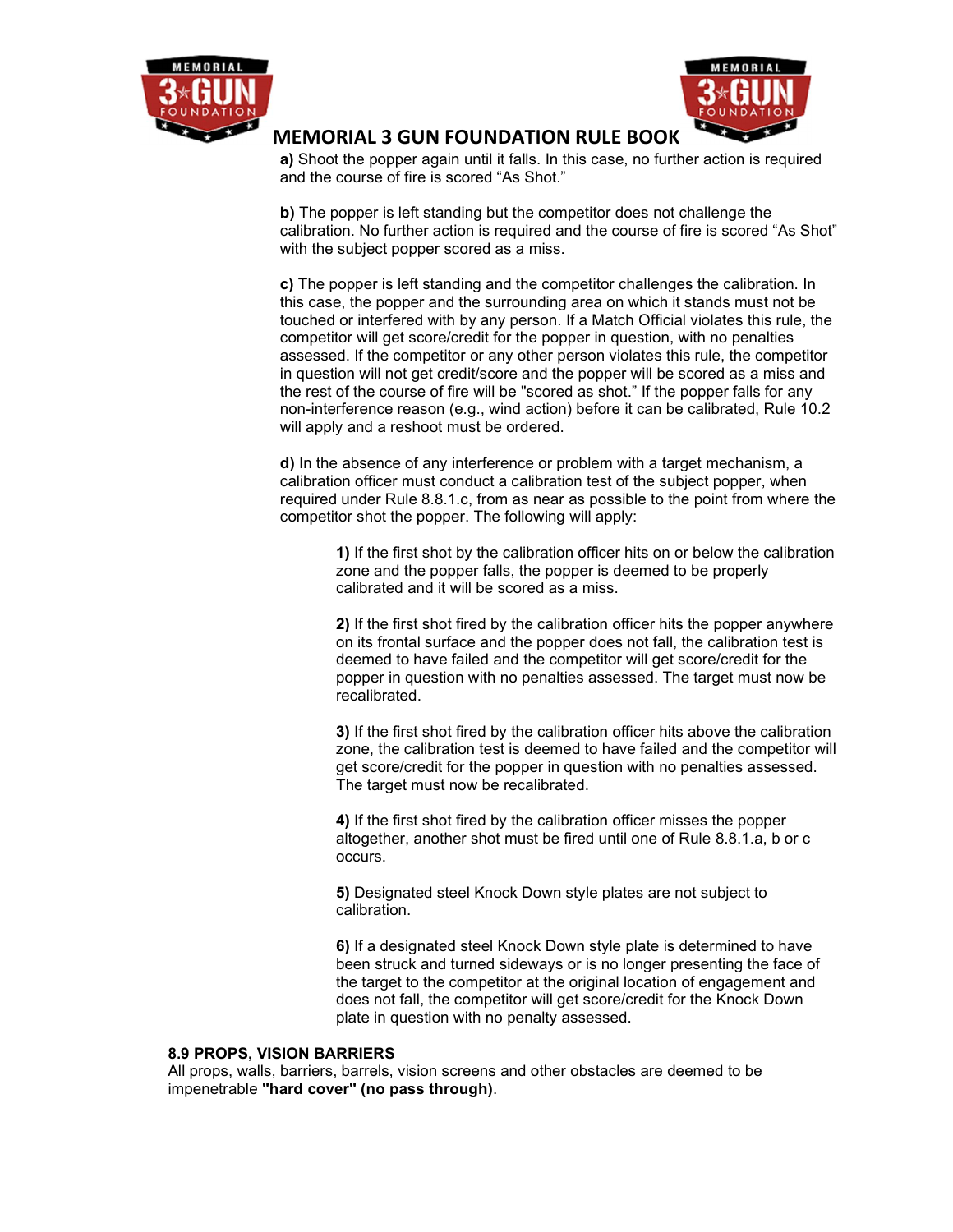**a)** Shoot the popper again until it falls. In this case, no further action is required and the course of fire is scored "As Shot."

**b)** The popper is left standing but the competitor does not challenge the calibration. No further action is required and the course of fire is scored "As Shot" with the subject popper scored as a miss.

**c)** The popper is left standing and the competitor challenges the calibration. In this case, the popper and the surrounding area on which it stands must not be touched or interfered with by any person. If a Match Official violates this rule, the competitor will get score/credit for the popper in question, with no penalties assessed. If the competitor or any other person violates this rule, the competitor in question will not get credit/score and the popper will be scored as a miss and the rest of the course of fire will be "scored as shot." If the popper falls for any non-interference reason (e.g., wind action) before it can be calibrated, Rule 10.2 will apply and a reshoot must be ordered.

**d)** In the absence of any interference or problem with a target mechanism, a calibration officer must conduct a calibration test of the subject popper, when required under Rule 8.8.1.c, from as near as possible to the point from where the competitor shot the popper. The following will apply:

> **1)** If the first shot by the calibration officer hits on or below the calibration zone and the popper falls, the popper is deemed to be properly calibrated and it will be scored as a miss.
>
> **2)** If the first shot fired by the calibration officer hits the popper anywhere on its frontal surface and the popper does not fall, the calibration test is deemed to have failed and the competitor will get score/credit for the popper in question with no penalties assessed. The target must now be recalibrated.
>
> **3)** If the first shot fired by the calibration officer hits above the calibration zone, the calibration test is deemed to have failed and the competitor will get score/credit for the popper in question with no penalties assessed. The target must now be recalibrated.
>
> **4)** If the first shot fired by the calibration officer misses the popper altogether, another shot must be fired until one of Rule 8.8.1.a, b or c occurs.
>
> **5)** Designated steel Knock Down style plates are not subject to calibration.
>
> **6)** If a designated steel Knock Down style plate is determined to have been struck and turned sideways or is no longer presenting the face of the target to the competitor at the original location of engagement and does not fall, the competitor will get score/credit for the Knock Down plate in question with no penalty assessed.

### 8.9 PROPS, VISION BARRIERS

All props, walls, barriers, barrels, vision screens and other obstacles are deemed to be impenetrable **"hard cover" (no pass through)**.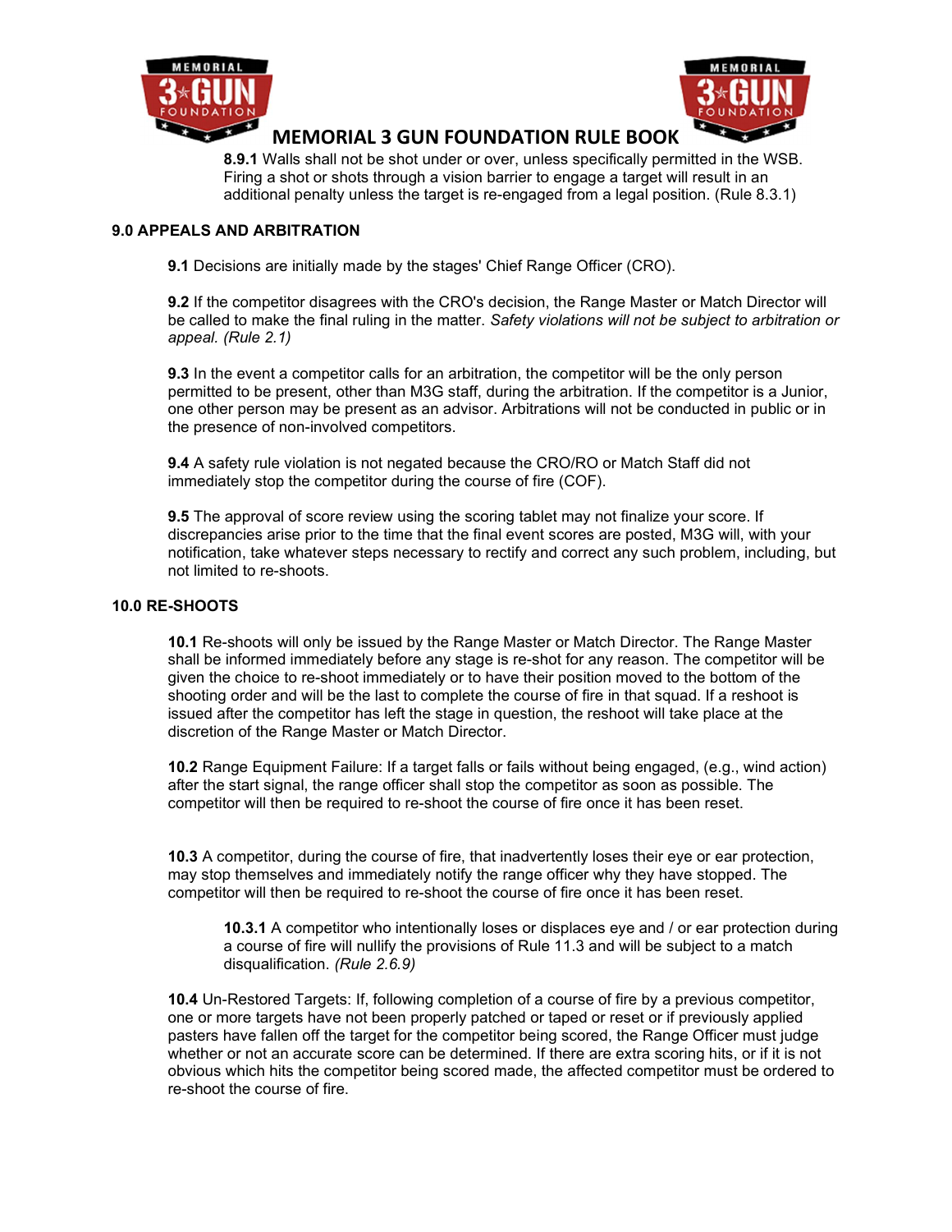**8.9.1** Walls shall not be shot under or over, unless specifically permitted in the WSB. Firing a shot or shots through a vision barrier to engage a target will result in an additional penalty unless the target is re-engaged from a legal position. (Rule 8.3.1)

## 9.0 APPEALS AND ARBITRATION

**9.1** Decisions are initially made by the stages' Chief Range Officer (CRO).

**9.2** If the competitor disagrees with the CRO's decision, the Range Master or Match Director will be called to make the final ruling in the matter. *Safety violations will not be subject to arbitration or appeal. (Rule 2.1)*

**9.3** In the event a competitor calls for an arbitration, the competitor will be the only person permitted to be present, other than M3G staff, during the arbitration. If the competitor is a Junior, one other person may be present as an advisor. Arbitrations will not be conducted in public or in the presence of non-involved competitors.

**9.4** A safety rule violation is not negated because the CRO/RO or Match Staff did not immediately stop the competitor during the course of fire (COF).

**9.5** The approval of score review using the scoring tablet may not finalize your score. If discrepancies arise prior to the time that the final event scores are posted, M3G will, with your notification, take whatever steps necessary to rectify and correct any such problem, including, but not limited to, re-shoots.

## 10.0 RE-SHOOTS

**10.1** Re-shoots will only be issued by the Range Master or Match Director. The Range Master shall be informed immediately before any stage is re-shot for any reason. The competitor will be given the choice to re-shoot immediately or to have their position moved to the bottom of the shooting order and will be the last to complete the course of fire in that squad. If a reshoot is issued after the competitor has left the stage in question, the reshoot will take place at the discretion of the Range Master or Match Director.

**10.2** Range Equipment Failure: If a target falls or fails without being engaged, (e.g., wind action) after the start signal, the range officer shall stop the competitor as soon as possible. The competitor will then be required to re-shoot the course of fire once it has been reset.

**10.3** A competitor, during the course of fire, that inadvertently loses their eye or ear protection, may stop themselves and immediately notify the range officer why they have stopped. The competitor will then be required to re-shoot the course of fire once it has been reset.

**10.3.1** A competitor who intentionally loses or displaces eye and / or ear protection during a course of fire will nullify the provisions of Rule 11.3 and will be subject to a match disqualification. *(Rule 2.6.9)*

**10.4** Un-Restored Targets: If, following completion of a course of fire by a previous competitor, one or more targets have not been properly patched or taped or reset or if previously applied pasters have fallen off the target for the competitor being scored, the Range Officer must judge whether or not an accurate score can be determined. If there are extra scoring hits, or if it is not obvious which hits the competitor being scored made, the affected competitor must be ordered to re-shoot the course of fire.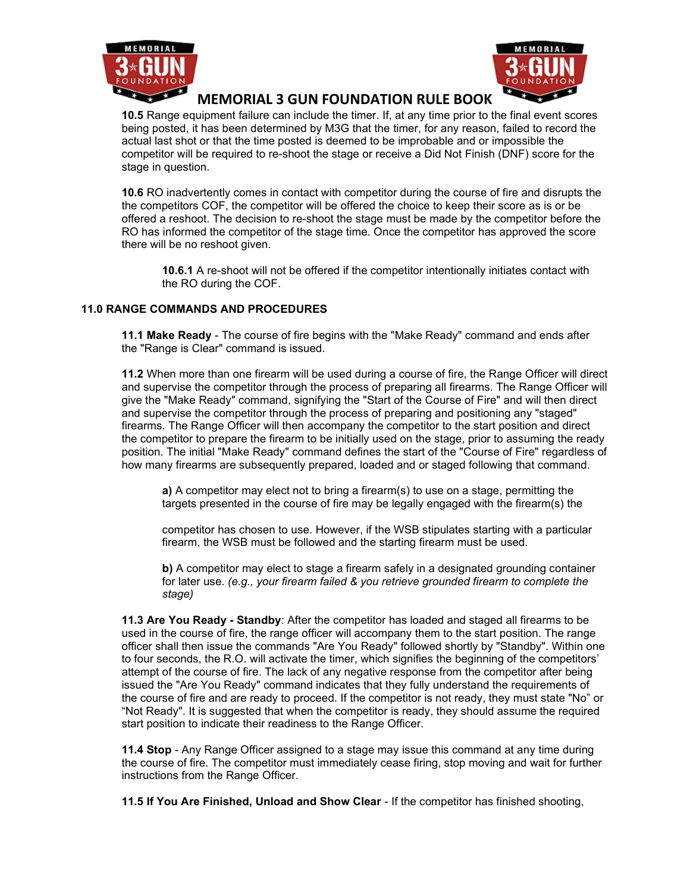**10.5** Range equipment failure can include the timer. If, at any time prior to the final event scores being posted, it has been determined by M3G that the timer, for any reason, failed to record the actual last shot or that the time posted is deemed to be improbable and or impossible the competitor will be required to re-shoot the stage or receive a Did Not Finish (DNF) score for the stage in question.

**10.6** RO inadvertently comes in contact with competitor during the course of fire and disrupts the the competitors COF, the competitor will be offered the choice to keep their score as is or be offered a reshoot. The decision to re-shoot the stage must be made by the competitor before the RO has informed the competitor of the stage time. Once the competitor has approved the score there will be no reshoot given.

> **10.6.1** A re-shoot will not be offered if the competitor intentionally initiates contact with the RO during the COF.

## 11.0 RANGE COMMANDS AND PROCEDURES

**11.1 Make Ready** - The course of fire begins with the "Make Ready" command and ends after the "Range is Clear" command is issued.

**11.2** When more than one firearm will be used during a course of fire, the Range Officer will direct and supervise the competitor through the process of preparing all firearms. The Range Officer will give the "Make Ready" command, signifying the "Start of the Course of Fire" and will then direct and supervise the competitor through the process of preparing and positioning any "staged" firearms. The Range Officer will then accompany the competitor to the start position and direct the competitor to prepare the firearm to be initially used on the stage, prior to assuming the ready position. The initial "Make Ready" command defines the start of the "Course of Fire" regardless of how many firearms are subsequently prepared, loaded and or staged following that command.

> **a)** A competitor may elect not to bring a firearm(s) to use on a stage, permitting the targets presented in the course of fire may be legally engaged with the firearm(s) the competitor has chosen to use. However, if the WSB stipulates starting with a particular firearm, the WSB must be followed and the starting firearm must be used.
>
> **b)** A competitor may elect to stage a firearm safely in a designated grounding container for later use. *(e.g., your firearm failed & you retrieve grounded firearm to complete the stage)*

**11.3 Are You Ready - Standby**: After the competitor has loaded and staged all firearms to be used in the course of fire, the range officer will accompany them to the start position. The range officer shall then issue the commands "Are You Ready" followed shortly by "Standby". Within one to four seconds, the R.O. will activate the timer, which signifies the beginning of the competitors' attempt of the course of fire. The lack of any negative response from the competitor after being issued the "Are You Ready" command indicates that they fully understand the requirements of the course of fire and are ready to proceed. If the competitor is not ready, they must state "No" or "Not Ready". It is suggested that when the competitor is ready, they should assume the required start position to indicate their readiness to the Range Officer.

**11.4 Stop** - Any Range Officer assigned to a stage may issue this command at any time during the course of fire. The competitor must immediately cease firing, stop moving and wait for further instructions from the Range Officer.

**11.5 If You Are Finished, Unload and Show Clear** - If the competitor has finished shooting,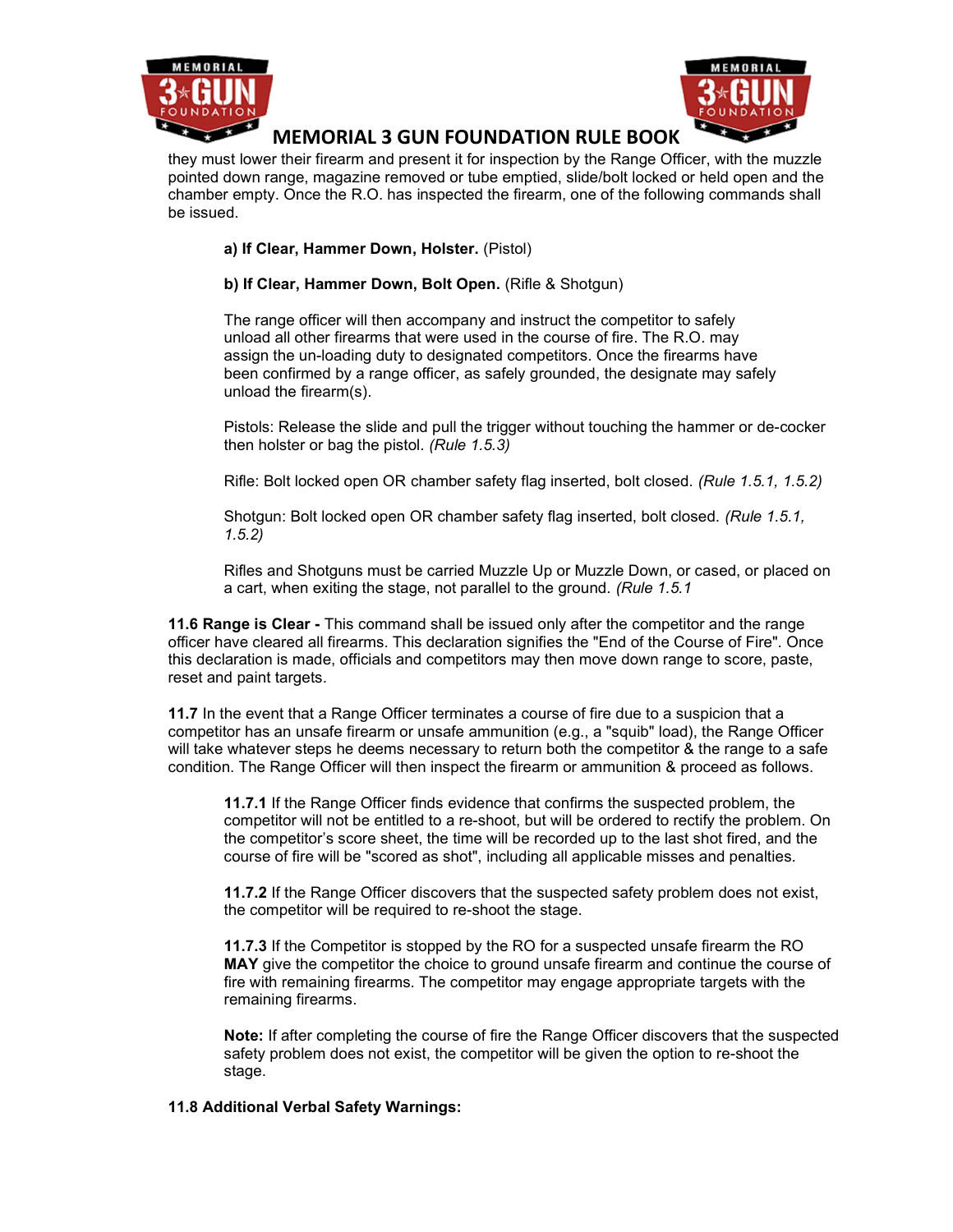they must lower their firearm and present it for inspection by the Range Officer, with the muzzle pointed down range, magazine removed or tube emptied, slide/bolt locked or held open and the chamber empty. Once the R.O. has inspected the firearm, one of the following commands shall be issued.

**a) If Clear, Hammer Down, Holster.** (Pistol)

**b) If Clear, Hammer Down, Bolt Open.** (Rifle & Shotgun)

The range officer will then accompany and instruct the competitor to safely unload all other firearms that were used in the course of fire. The R.O. may assign the un-loading duty to designated competitors. Once the firearms have been confirmed by a range officer, as safely grounded, the designate may safely unload the firearm(s).

Pistols: Release the slide and pull the trigger without touching the hammer or de-cocker then holster or bag the pistol. *(Rule 1.5.3)*

Rifle: Bolt locked open OR chamber safety flag inserted, bolt closed. *(Rule 1.5.1, 1.5.2)*

Shotgun: Bolt locked open OR chamber safety flag inserted, bolt closed. *(Rule 1.5.1, 1.5.2)*

Rifles and Shotguns must be carried Muzzle Up or Muzzle Down, or cased, or placed on a cart, when exiting the stage, not parallel to the ground. *(Rule 1.5.1*

**11.6 Range is Clear -** This command shall be issued only after the competitor and the range officer have cleared all firearms. This declaration signifies the "End of the Course of Fire". Once this declaration is made, officials and competitors may then move down range to score, paste, reset and paint targets.

**11.7** In the event that a Range Officer terminates a course of fire due to a suspicion that a competitor has an unsafe firearm or unsafe ammunition (e.g., a "squib" load), the Range Officer will take whatever steps he deems necessary to return both the competitor & the range to a safe condition. The Range Officer will then inspect the firearm or ammunition & proceed as follows.

**11.7.1** If the Range Officer finds evidence that confirms the suspected problem, the competitor will not be entitled to a re-shoot, but will be ordered to rectify the problem. On the competitor's score sheet, the time will be recorded up to the last shot fired, and the course of fire will be "scored as shot", including all applicable misses and penalties.

**11.7.2** If the Range Officer discovers that the suspected safety problem does not exist, the competitor will be required to re-shoot the stage.

**11.7.3** If the Competitor is stopped by the RO for a suspected unsafe firearm the RO **MAY** give the competitor the choice to ground unsafe firearm and continue the course of fire with remaining firearms. The competitor may engage appropriate targets with the remaining firearms.

**Note:** If after completing the course of fire the Range Officer discovers that the suspected safety problem does not exist, the competitor will be given the option to re-shoot the stage.

**11.8 Additional Verbal Safety Warnings:**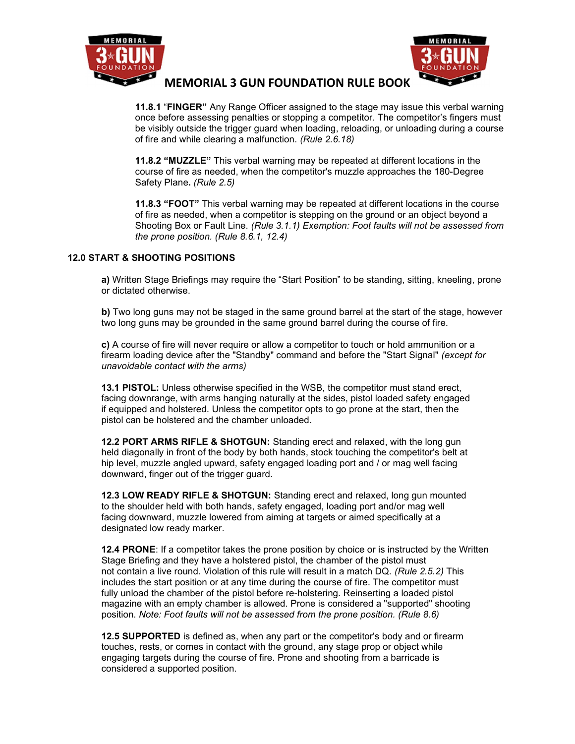**11.8.1** "**FINGER"** Any Range Officer assigned to the stage may issue this verbal warning once before assessing penalties or stopping a competitor. The competitor's fingers must be visibly outside the trigger guard when loading, reloading, or unloading during a course of fire and while clearing a malfunction. *(Rule 2.6.18)*

**11.8.2 "MUZZLE"** This verbal warning may be repeated at different locations in the course of fire as needed, when the competitor's muzzle approaches the 180-Degree Safety Plane**.** *(Rule 2.5)*

**11.8.3 "FOOT"** This verbal warning may be repeated at different locations in the course of fire as needed, when a competitor is stepping on the ground or an object beyond a Shooting Box or Fault Line. *(Rule 3.1.1) Exemption: Foot faults will not be assessed from the prone position. (Rule 8.6.1, 12.4)*

## 12.0 START & SHOOTING POSITIONS

**a)** Written Stage Briefings may require the "Start Position" to be standing, sitting, kneeling, prone or dictated otherwise.

**b)** Two long guns may not be staged in the same ground barrel at the start of the stage, however two long guns may be grounded in the same ground barrel during the course of fire.

**c)** A course of fire will never require or allow a competitor to touch or hold ammunition or a firearm loading device after the "Standby" command and before the "Start Signal" *(except for unavoidable contact with the arms)*

**13.1 PISTOL:** Unless otherwise specified in the WSB, the competitor must stand erect, facing downrange, with arms hanging naturally at the sides, pistol loaded safety engaged if equipped and holstered. Unless the competitor opts to go prone at the start, then the pistol can be holstered and the chamber unloaded.

**12.2 PORT ARMS RIFLE & SHOTGUN:** Standing erect and relaxed, with the long gun held diagonally in front of the body by both hands, stock touching the competitor's belt at hip level, muzzle angled upward, safety engaged loading port and / or mag well facing downward, finger out of the trigger guard.

**12.3 LOW READY RIFLE & SHOTGUN:** Standing erect and relaxed, long gun mounted to the shoulder held with both hands, safety engaged, loading port and/or mag well facing downward, muzzle lowered from aiming at targets or aimed specifically at a designated low ready marker.

**12.4 PRONE**: If a competitor takes the prone position by choice or is instructed by the Written Stage Briefing and they have a holstered pistol, the chamber of the pistol must not contain a live round. Violation of this rule will result in a match DQ. *(Rule 2.5.2)* This includes the start position or at any time during the course of fire. The competitor must fully unload the chamber of the pistol before re-holstering. Reinserting a loaded pistol magazine with an empty chamber is allowed. Prone is considered a "supported" shooting position. *Note: Foot faults will not be assessed from the prone position. (Rule 8.6)*

**12.5 SUPPORTED** is defined as, when any part or the competitor's body and or firearm touches, rests, or comes in contact with the ground, any stage prop or object while engaging targets during the course of fire. Prone and shooting from a barricade is considered a supported position.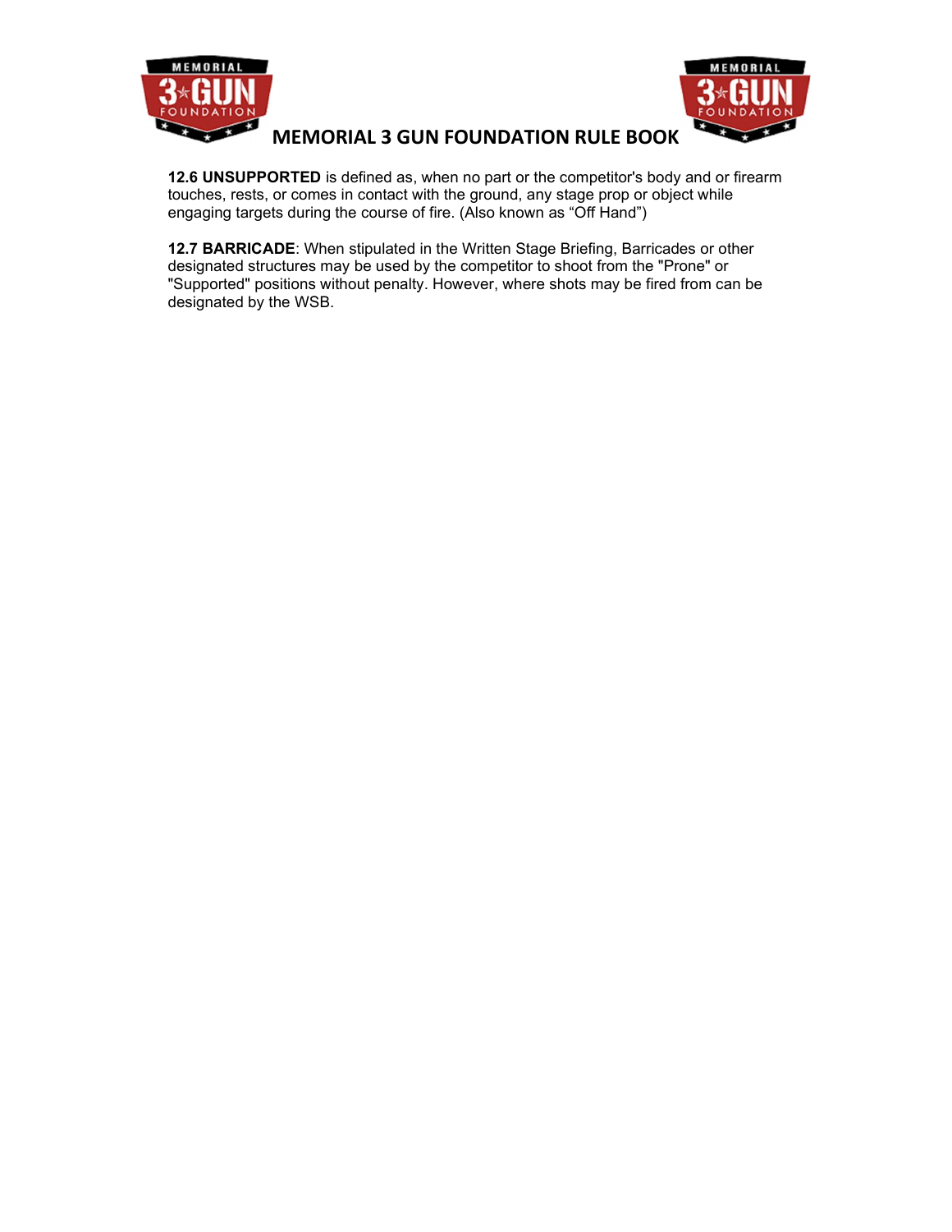**12.6 UNSUPPORTED** is defined as, when no part or the competitor's body and or firearm touches, rests, or comes in contact with the ground, any stage prop or object while engaging targets during the course of fire. (Also known as “Off Hand”)

**12.7 BARRICADE**: When stipulated in the Written Stage Briefing, Barricades or other designated structures may be used by the competitor to shoot from the "Prone" or "Supported" positions without penalty. However, where shots may be fired from can be designated by the WSB.